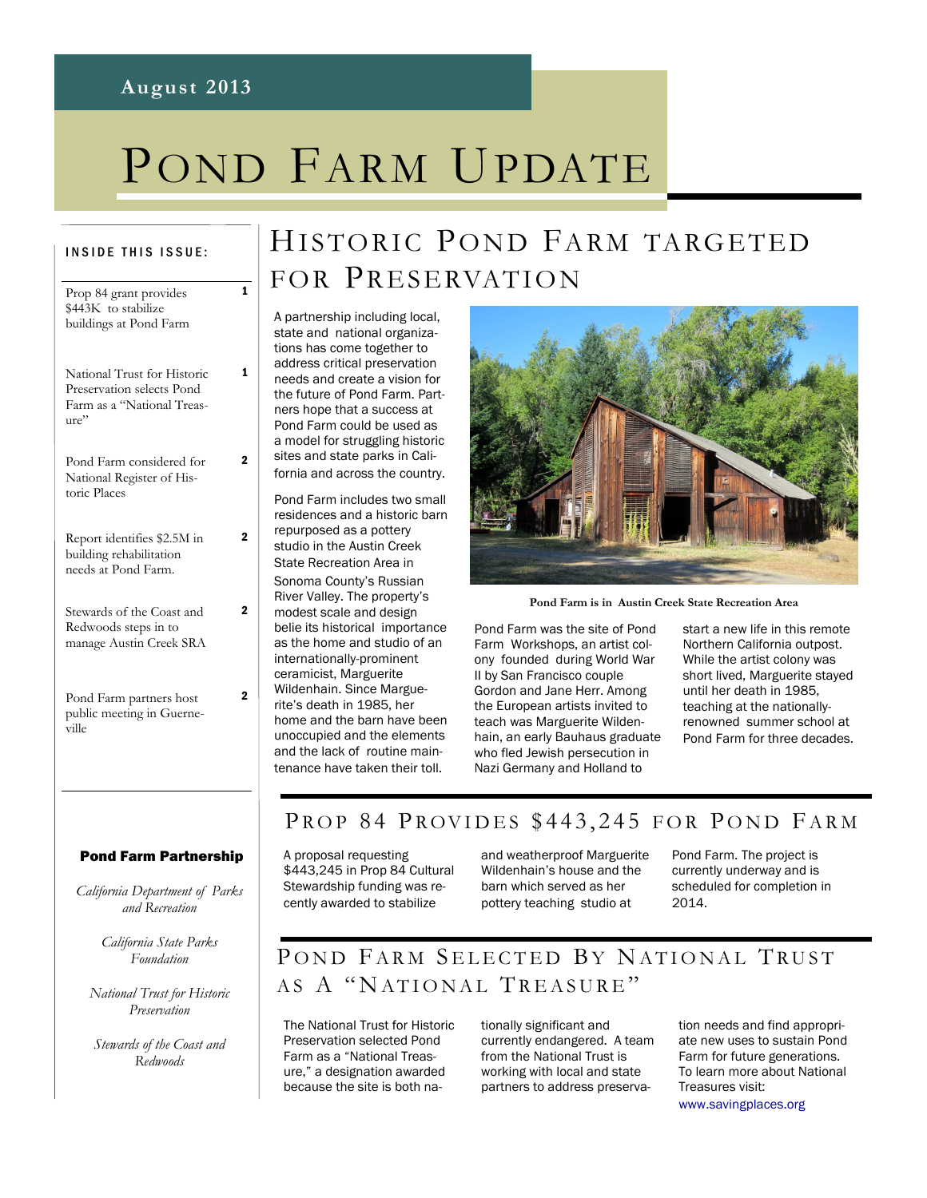August 2013

# Pond Farm Update

**INSIDE THIS ISSUE:**

| | |
|---|---|
| Prop 84 grant provides $443K to stabilize buildings at Pond Farm | 1 |
| National Trust for Historic Preservation selects Pond Farm as a "National Treasure" | 1 |
| Pond Farm considered for National Register of Historic Places | 2 |
| Report identifies $2.5M in building rehabilitation needs at Pond Farm. | 2 |
| Stewards of the Coast and Redwoods steps in to manage Austin Creek SRA | 2 |
| Pond Farm partners host public meeting in Guerneville | 2 |

**Pond Farm Partnership**

*California Department of Parks and Recreation*

*California State Parks Foundation*

*National Trust for Historic Preservation*

*Stewards of the Coast and Redwoods*

## Historic Pond Farm targeted for Preservation

A partnership including local, state and national organizations has come together to address critical preservation needs and create a vision for the future of Pond Farm. Partners hope that a success at Pond Farm could be used as a model for struggling historic sites and state parks in California and across the country.

Pond Farm includes two small residences and a historic barn repurposed as a pottery studio in the Austin Creek State Recreation Area in Sonoma County's Russian River Valley. The property's modest scale and design belie its historical importance as the home and studio of an internationally-prominent ceramicist, Marguerite Wildenhain. Since Marguerite's death in 1985, her home and the barn have been unoccupied and the elements and the lack of routine maintenance have taken their toll.

**Pond Farm is in Austin Creek State Recreation Area**

Pond Farm was the site of Pond Farm Workshops, an artist colony founded during World War II by San Francisco couple Gordon and Jane Herr. Among the European artists invited to teach was Marguerite Wildenhain, an early Bauhaus graduate who fled Jewish persecution in Nazi Germany and Holland to start a new life in this remote Northern California outpost. While the artist colony was short lived, Marguerite stayed until her death in 1985, teaching at the nationally-renowned summer school at Pond Farm for three decades.

## Prop 84 Provides $443,245 for Pond Farm

A proposal requesting $443,245 in Prop 84 Cultural Stewardship funding was recently awarded to stabilize and weatherproof Marguerite Wildenhain's house and the barn which served as her pottery teaching studio at Pond Farm. The project is currently underway and is scheduled for completion in 2014.

## Pond Farm Selected By National Trust as a "National Treasure"

The National Trust for Historic Preservation selected Pond Farm as a "National Treasure," a designation awarded because the site is both nationally significant and currently endangered. A team from the National Trust is working with local and state partners to address preservation needs and find appropriate new uses to sustain Pond Farm for future generations. To learn more about National Treasures visit: www.savingplaces.org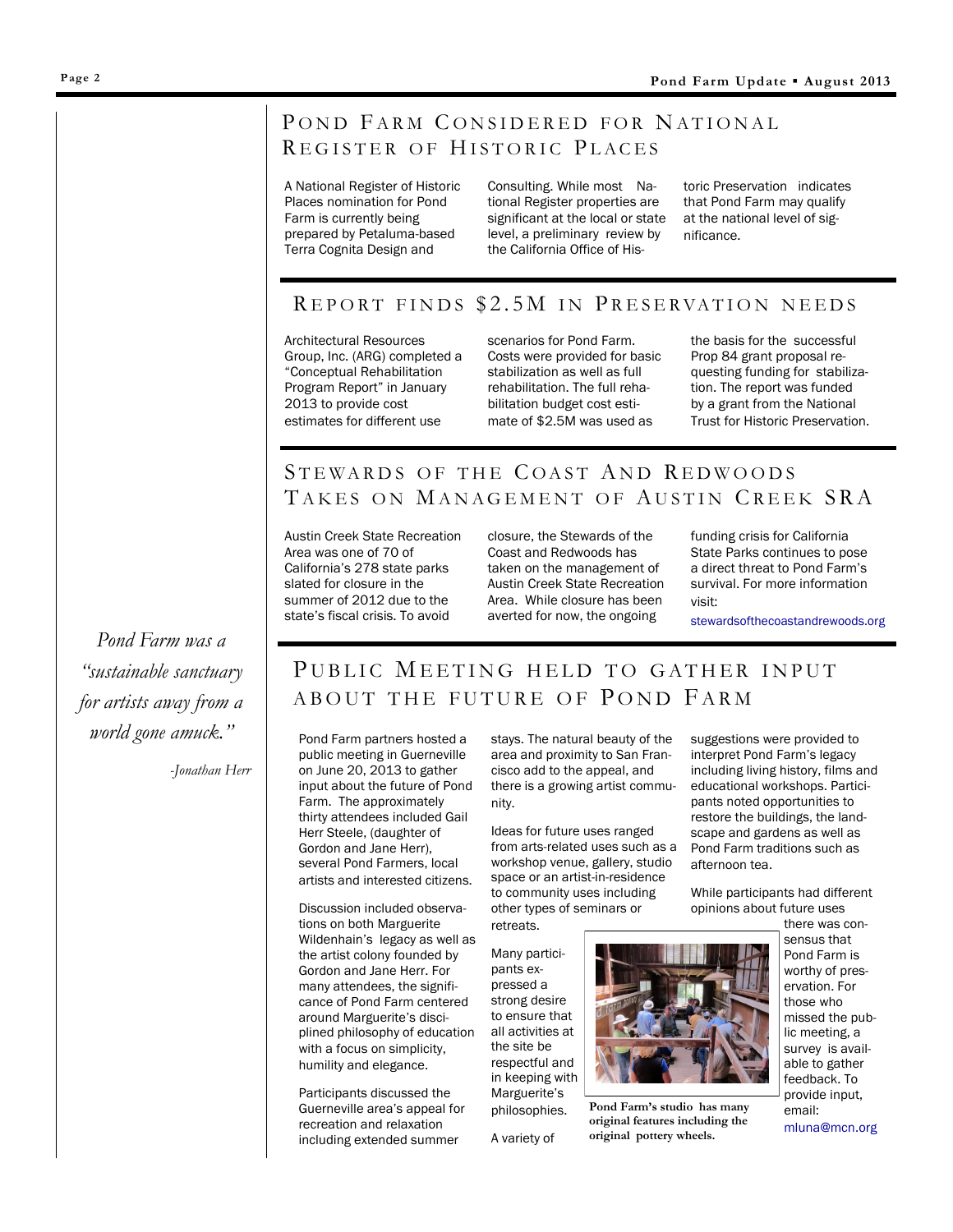## Pond Farm Considered for National Register of Historic Places

A National Register of Historic Places nomination for Pond Farm is currently being prepared by Petaluma-based Terra Cognita Design and Consulting. While most National Register properties are significant at the local or state level, a preliminary review by the California Office of Historic Preservation indicates that Pond Farm may qualify at the national level of significance.

## Report finds $2.5M in Preservation needs

Architectural Resources Group, Inc. (ARG) completed a "Conceptual Rehabilitation Program Report" in January 2013 to provide cost estimates for different use scenarios for Pond Farm. Costs were provided for basic stabilization as well as full rehabilitation. The full rehabilitation budget cost estimate of $2.5M was used as the basis for the successful Prop 84 grant proposal requesting funding for stabilization. The report was funded by a grant from the National Trust for Historic Preservation.

## Stewards of the Coast And Redwoods Takes on Management of Austin Creek SRA

Austin Creek State Recreation Area was one of 70 of California's 278 state parks slated for closure in the summer of 2012 due to the state's fiscal crisis. To avoid closure, the Stewards of the Coast and Redwoods has taken on the management of Austin Creek State Recreation Area. While closure has been averted for now, the ongoing funding crisis for California State Parks continues to pose a direct threat to Pond Farm's survival. For more information visit: stewardsofthecoastandrewoods.org

*Pond Farm was a "sustainable sanctuary for artists away from a world gone amuck."*

*-Jonathan Herr*

## Public Meeting held to gather input about the future of Pond Farm

Pond Farm partners hosted a public meeting in Guerneville on June 20, 2013 to gather input about the future of Pond Farm. The approximately thirty attendees included Gail Herr Steele, (daughter of Gordon and Jane Herr), several Pond Farmers, local artists and interested citizens.

Discussion included observations on both Marguerite Wildenhain's legacy as well as the artist colony founded by Gordon and Jane Herr. For many attendees, the significance of Pond Farm centered around Marguerite's disciplined philosophy of education with a focus on simplicity, humility and elegance.

Participants discussed the Guerneville area's appeal for recreation and relaxation including extended summer stays. The natural beauty of the area and proximity to San Francisco add to the appeal, and there is a growing artist community.

Ideas for future uses ranged from arts-related uses such as a workshop venue, gallery, studio space or an artist-in-residence to community uses including other types of seminars or retreats.

Many participants expressed a strong desire to ensure that all activities at the site be respectful and in keeping with Marguerite's philosophies.

A variety of suggestions were provided to interpret Pond Farm's legacy including living history, films and educational workshops. Participants noted opportunities to restore the buildings, the landscape and gardens as well as Pond Farm traditions such as afternoon tea.

While participants had different opinions about future uses there was consensus that Pond Farm is worthy of preservation. For those who missed the public meeting, a survey is available to gather feedback. To provide input, email: mluna@mcn.org

**Pond Farm's studio has many original features including the original pottery wheels.**